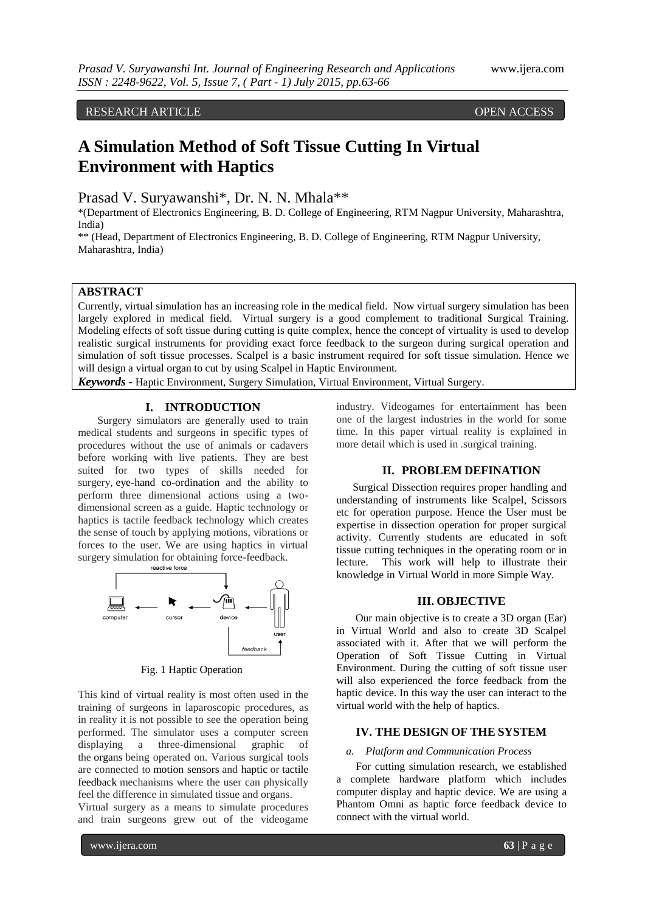RESEARCH ARTICLE OPEN ACCESS

# A Simulation Method of Soft Tissue Cutting In Virtual Environment with Haptics

Prasad V. Suryawanshi*, Dr. N. N. Mhala**

*(Department of Electronics Engineering, B. D. College of Engineering, RTM Nagpur University, Maharashtra, India)

** (Head, Department of Electronics Engineering, B. D. College of Engineering, RTM Nagpur University, Maharashtra, India)

## ABSTRACT

Currently, virtual simulation has an increasing role in the medical field. Now virtual surgery simulation has been largely explored in medical field. Virtual surgery is a good complement to traditional Surgical Training. Modeling effects of soft tissue during cutting is quite complex, hence the concept of virtuality is used to develop realistic surgical instruments for providing exact force feedback to the surgeon during surgical operation and simulation of soft tissue processes. Scalpel is a basic instrument required for soft tissue simulation. Hence we will design a virtual organ to cut by using Scalpel in Haptic Environment.

***Keywords*** **-** Haptic Environment, Surgery Simulation, Virtual Environment, Virtual Surgery.

## I. INTRODUCTION

Surgery simulators are generally used to train medical students and surgeons in specific types of procedures without the use of animals or cadavers before working with live patients. They are best suited for two types of skills needed for surgery, eye-hand co-ordination and the ability to perform three dimensional actions using a two-dimensional screen as a guide. Haptic technology or haptics is tactile feedback technology which creates the sense of touch by applying motions, vibrations or forces to the user. We are using haptics in virtual surgery simulation for obtaining force-feedback.

Fig. 1 Haptic Operation

This kind of virtual reality is most often used in the training of surgeons in laparoscopic procedures, as in reality it is not possible to see the operation being performed. The simulator uses a computer screen displaying a three-dimensional graphic of the organs being operated on. Various surgical tools are connected to motion sensors and haptic or tactile feedback mechanisms where the user can physically feel the difference in simulated tissue and organs.

Virtual surgery as a means to simulate procedures and train surgeons grew out of the videogame industry. Videogames for entertainment has been one of the largest industries in the world for some time. In this paper virtual reality is explained in more detail which is used in .surgical training.

## II. PROBLEM DEFINATION

Surgical Dissection requires proper handling and understanding of instruments like Scalpel, Scissors etc for operation purpose. Hence the User must be expertise in dissection operation for proper surgical activity. Currently students are educated in soft tissue cutting techniques in the operating room or in lecture. This work will help to illustrate their knowledge in Virtual World in more Simple Way.

## III. OBJECTIVE

Our main objective is to create a 3D organ (Ear) in Virtual World and also to create 3D Scalpel associated with it. After that we will perform the Operation of Soft Tissue Cutting in Virtual Environment. During the cutting of soft tissue user will also experienced the force feedback from the haptic device. In this way the user can interact to the virtual world with the help of haptics.

## IV. THE DESIGN OF THE SYSTEM

### *a. Platform and Communication Process*

For cutting simulation research, we established a complete hardware platform which includes computer display and haptic device. We are using a Phantom Omni as haptic force feedback device to connect with the virtual world.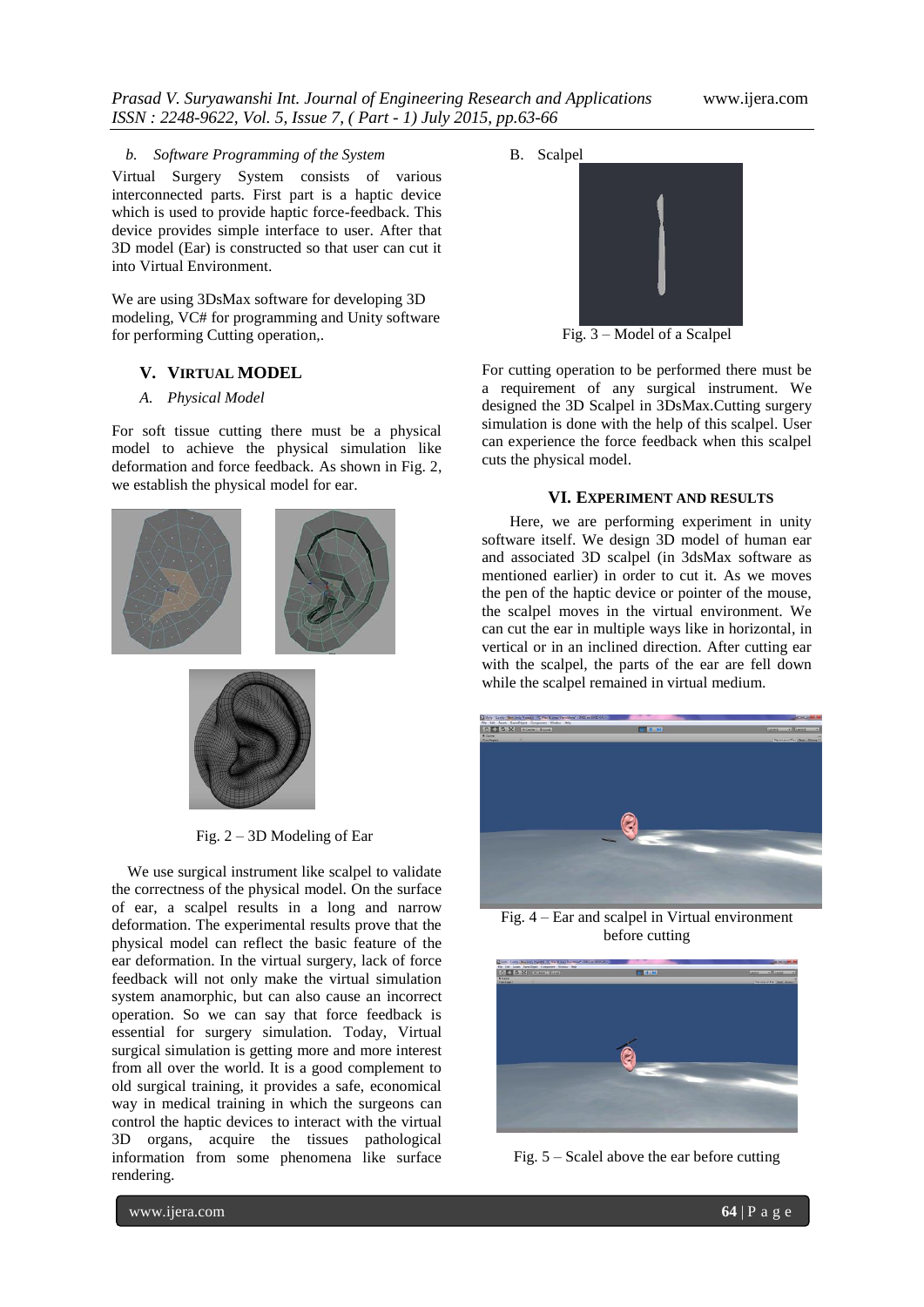*b. Software Programming of the System*

Virtual Surgery System consists of various interconnected parts. First part is a haptic device which is used to provide haptic force-feedback. This device provides simple interface to user. After that 3D model (Ear) is constructed so that user can cut it into Virtual Environment.

We are using 3DsMax software for developing 3D modeling, VC# for programming and Unity software for performing Cutting operation,.

## V. VIRTUAL MODEL

### *A. Physical Model*

For soft tissue cutting there must be a physical model to achieve the physical simulation like deformation and force feedback. As shown in Fig. 2, we establish the physical model for ear.

Fig. 2 – 3D Modeling of Ear

We use surgical instrument like scalpel to validate the correctness of the physical model. On the surface of ear, a scalpel results in a long and narrow deformation. The experimental results prove that the physical model can reflect the basic feature of the ear deformation. In the virtual surgery, lack of force feedback will not only make the virtual simulation system anamorphic, but can also cause an incorrect operation. So we can say that force feedback is essential for surgery simulation. Today, Virtual surgical simulation is getting more and more interest from all over the world. It is a good complement to old surgical training, it provides a safe, economical way in medical training in which the surgeons can control the haptic devices to interact with the virtual 3D organs, acquire the tissues pathological information from some phenomena like surface rendering.

### B. Scalpel

Fig. 3 – Model of a Scalpel

For cutting operation to be performed there must be a requirement of any surgical instrument. We designed the 3D Scalpel in 3DsMax.Cutting surgery simulation is done with the help of this scalpel. User can experience the force feedback when this scalpel cuts the physical model.

## VI. EXPERIMENT AND RESULTS

Here, we are performing experiment in unity software itself. We design 3D model of human ear and associated 3D scalpel (in 3dsMax software as mentioned earlier) in order to cut it. As we moves the pen of the haptic device or pointer of the mouse, the scalpel moves in the virtual environment. We can cut the ear in multiple ways like in horizontal, in vertical or in an inclined direction. After cutting ear with the scalpel, the parts of the ear are fell down while the scalpel remained in virtual medium.

Fig. 4 – Ear and scalpel in Virtual environment before cutting

Fig. 5 – Scalel above the ear before cutting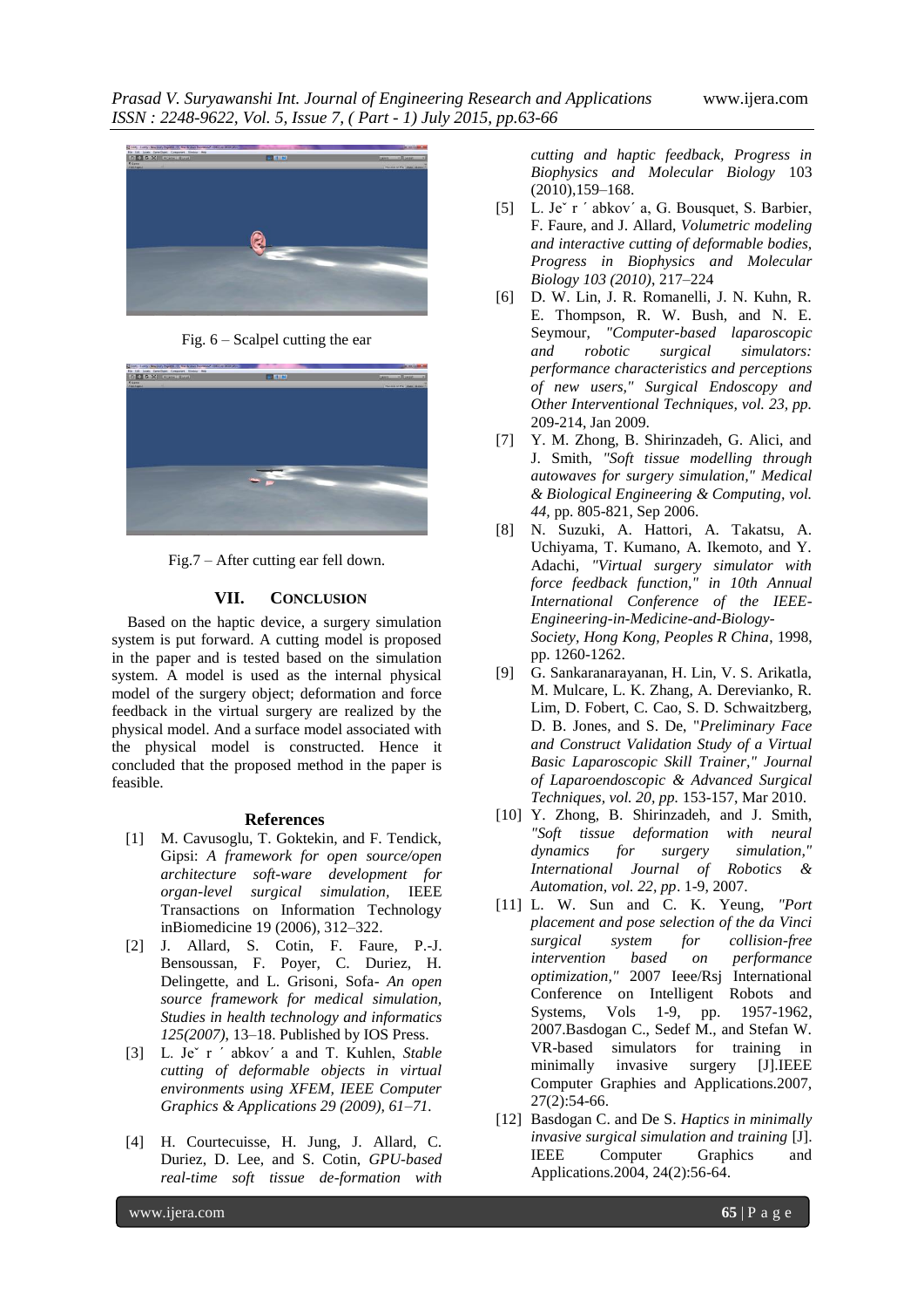Fig. 6 – Scalpel cutting the ear

Fig.7 – After cutting ear fell down.

## VII. Conclusion

Based on the haptic device, a surgery simulation system is put forward. A cutting model is proposed in the paper and is tested based on the simulation system. A model is used as the internal physical model of the surgery object; deformation and force feedback in the virtual surgery are realized by the physical model. And a surface model associated with the physical model is constructed. Hence it concluded that the proposed method in the paper is feasible.

### References

[1] M. Cavusoglu, T. Goktekin, and F. Tendick, Gipsi: *A framework for open source/open architecture soft-ware development for organ-level surgical simulation,* IEEE Transactions on Information Technology inBiomedicine 19 (2006), 312–322.

[2] J. Allard, S. Cotin, F. Faure, P.-J. Bensoussan, F. Poyer, C. Duriez, H. Delingette, and L. Grisoni, Sofa- *An open source framework for medical simulation, Studies in health technology and informatics 125(2007),* 13–18. Published by IOS Press.

[3] L. Jeˇ r ´ abkov´ a and T. Kuhlen, *Stable cutting of deformable objects in virtual environments using XFEM, IEEE Computer Graphics & Applications 29 (2009), 61–71.*

[4] H. Courtecuisse, H. Jung, J. Allard, C. Duriez, D. Lee, and S. Cotin, *GPU-based real-time soft tissue de-formation with cutting and haptic feedback, Progress in Biophysics and Molecular Biology* 103 (2010),159–168.

[5] L. Jeˇ r ´ abkov´ a, G. Bousquet, S. Barbier, F. Faure, and J. Allard, *Volumetric modeling and interactive cutting of deformable bodies, Progress in Biophysics and Molecular Biology 103 (2010)*, 217–224

[6] D. W. Lin, J. R. Romanelli, J. N. Kuhn, R. E. Thompson, R. W. Bush, and N. E. Seymour, *"Computer-based laparoscopic and robotic surgical simulators: performance characteristics and perceptions of new users," Surgical Endoscopy and Other Interventional Techniques, vol. 23, pp.* 209-214, Jan 2009.

[7] Y. M. Zhong, B. Shirinzadeh, G. Alici, and J. Smith, *"Soft tissue modelling through autowaves for surgery simulation," Medical & Biological Engineering & Computing, vol. 44*, pp. 805-821, Sep 2006.

[8] N. Suzuki, A. Hattori, A. Takatsu, A. Uchiyama, T. Kumano, A. Ikemoto, and Y. Adachi, *"Virtual surgery simulator with force feedback function," in 10th Annual International Conference of the IEEE-Engineering-in-Medicine-and-Biology-Society, Hong Kong, Peoples R China*, 1998, pp. 1260-1262.

[9] G. Sankaranarayanan, H. Lin, V. S. Arikatla, M. Mulcare, L. K. Zhang, A. Derevianko, R. Lim, D. Fobert, C. Cao, S. D. Schwaitzberg, D. B. Jones, and S. De, "*Preliminary Face and Construct Validation Study of a Virtual Basic Laparoscopic Skill Trainer," Journal of Laparoendoscopic & Advanced Surgical Techniques, vol. 20, pp.* 153-157, Mar 2010.

[10] Y. Zhong, B. Shirinzadeh, and J. Smith, *"Soft tissue deformation with neural dynamics for surgery simulation," International Journal of Robotics & Automation, vol. 22, pp*. 1-9, 2007.

[11] L. W. Sun and C. K. Yeung, *"Port placement and pose selection of the da Vinci surgical system for collision-free intervention based on performance optimization,"* 2007 Ieee/Rsj International Conference on Intelligent Robots and Systems, Vols 1-9, pp. 1957-1962, 2007.Basdogan C., Sedef M., and Stefan W. VR-based simulators for training in minimally invasive surgery [J].IEEE Computer Graphics and Applications.2007, 27(2):54-66.

[12] Basdogan C. and De S. *Haptics in minimally invasive surgical simulation and training* [J]. IEEE Computer Graphics and Applications.2004, 24(2):56-64.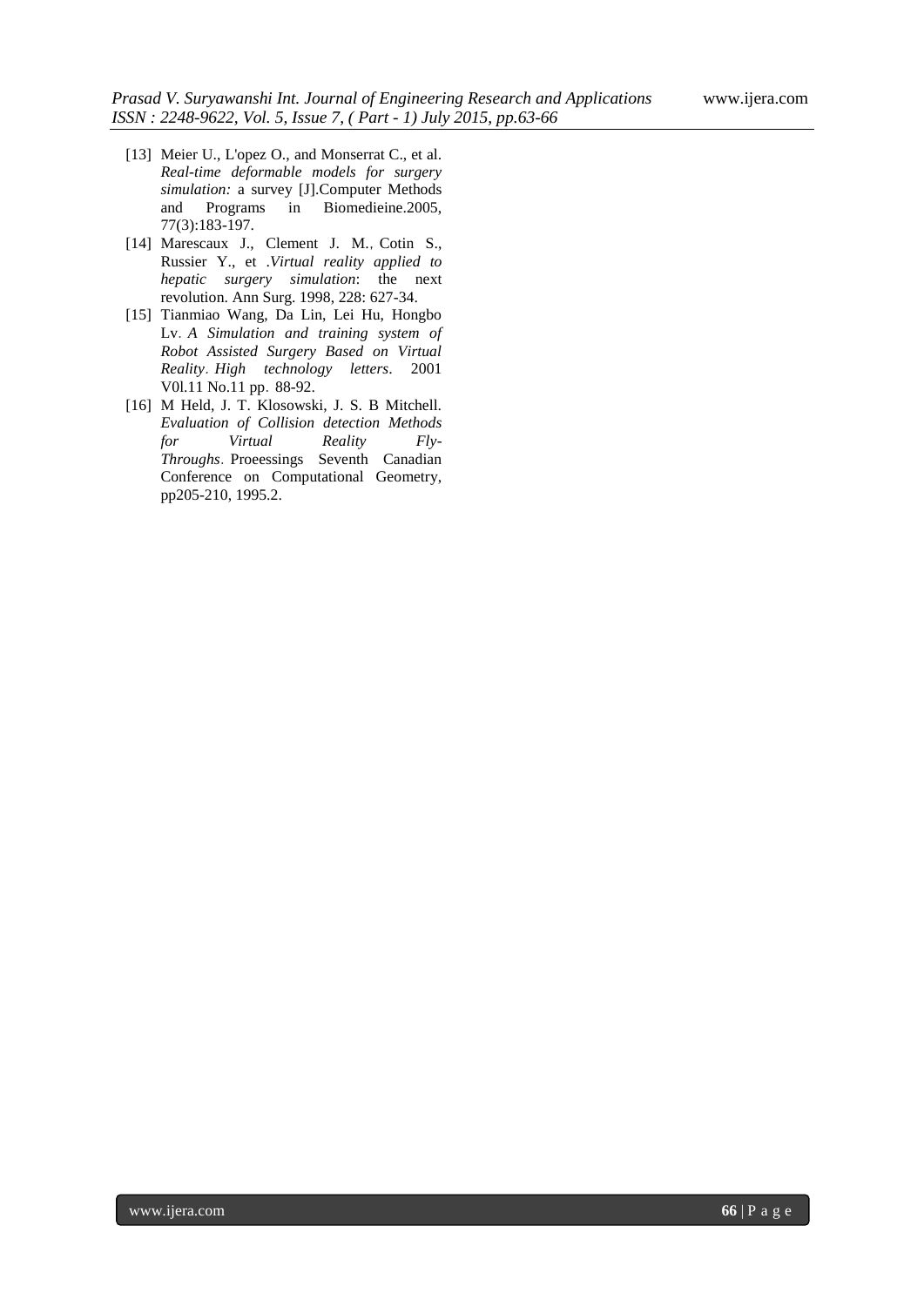[13] Meier U., L'opez O., and Monserrat C., et al. *Real-time deformable models for surgery simulation:* a survey [J].Computer Methods and Programs in Biomedieine.2005, 77(3):183-197.

[14] Marescaux J., Clement J. M., Cotin S., Russier Y., et .*Virtual reality applied to hepatic surgery simulation*: the next revolution. Ann Surg. 1998, 228: 627-34.

[15] Tianmiao Wang, Da Lin, Lei Hu, Hongbo Lv. *A Simulation and training system of Robot Assisted Surgery Based on Virtual Reality*. *High technology letters*. 2001 V0l.11 No.11 pp. 88-92.

[16] M Held, J. T. Klosowski, J. S. B Mitchell. *Evaluation of Collision detection Methods for Virtual Reality Fly-Throughs*. Proeessings Seventh Canadian Conference on Computational Geometry, pp205-210, 1995.2.